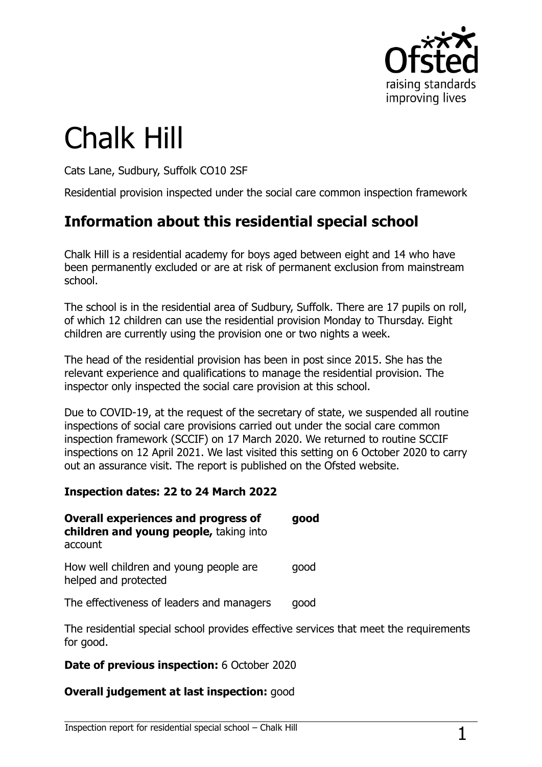# Chalk Hill

Cats Lane, Sudbury, Suffolk CO10 2SF

Residential provision inspected under the social care common inspection framework

## Information about this residential special school

Chalk Hill is a residential academy for boys aged between eight and 14 who have been permanently excluded or are at risk of permanent exclusion from mainstream school.

The school is in the residential area of Sudbury, Suffolk. There are 17 pupils on roll, of which 12 children can use the residential provision Monday to Thursday. Eight children are currently using the provision one or two nights a week.

The head of the residential provision has been in post since 2015. She has the relevant experience and qualifications to manage the residential provision. The inspector only inspected the social care provision at this school.

Due to COVID-19, at the request of the secretary of state, we suspended all routine inspections of social care provisions carried out under the social care common inspection framework (SCCIF) on 17 March 2020. We returned to routine SCCIF inspections on 12 April 2021. We last visited this setting on 6 October 2020 to carry out an assurance visit. The report is published on the Ofsted website.

**Inspection dates: 22 to 24 March 2022**

| | |
|---|---|
| **Overall experiences and progress of children and young people,** taking into account | **good** |
| How well children and young people are helped and protected | good |
| The effectiveness of leaders and managers | good |

The residential special school provides effective services that meet the requirements for good.

**Date of previous inspection:** 6 October 2020

**Overall judgement at last inspection:** good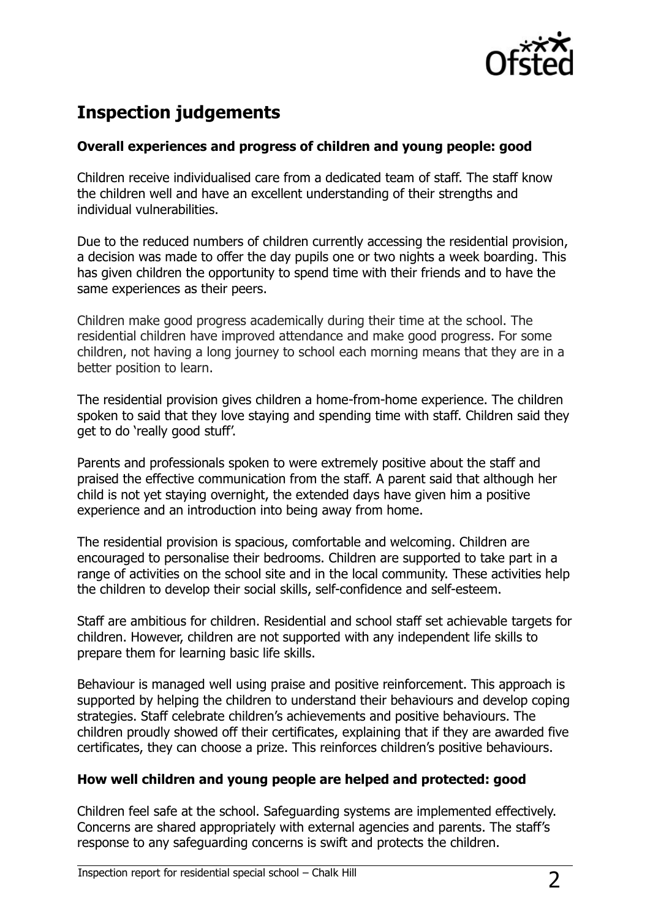## Inspection judgements

### Overall experiences and progress of children and young people: good

Children receive individualised care from a dedicated team of staff. The staff know the children well and have an excellent understanding of their strengths and individual vulnerabilities.

Due to the reduced numbers of children currently accessing the residential provision, a decision was made to offer the day pupils one or two nights a week boarding. This has given children the opportunity to spend time with their friends and to have the same experiences as their peers.

Children make good progress academically during their time at the school. The residential children have improved attendance and make good progress. For some children, not having a long journey to school each morning means that they are in a better position to learn.

The residential provision gives children a home-from-home experience. The children spoken to said that they love staying and spending time with staff. Children said they get to do 'really good stuff'.

Parents and professionals spoken to were extremely positive about the staff and praised the effective communication from the staff. A parent said that although her child is not yet staying overnight, the extended days have given him a positive experience and an introduction into being away from home.

The residential provision is spacious, comfortable and welcoming. Children are encouraged to personalise their bedrooms. Children are supported to take part in a range of activities on the school site and in the local community. These activities help the children to develop their social skills, self-confidence and self-esteem.

Staff are ambitious for children. Residential and school staff set achievable targets for children. However, children are not supported with any independent life skills to prepare them for learning basic life skills.

Behaviour is managed well using praise and positive reinforcement. This approach is supported by helping the children to understand their behaviours and develop coping strategies. Staff celebrate children's achievements and positive behaviours. The children proudly showed off their certificates, explaining that if they are awarded five certificates, they can choose a prize. This reinforces children's positive behaviours.

### How well children and young people are helped and protected: good

Children feel safe at the school. Safeguarding systems are implemented effectively. Concerns are shared appropriately with external agencies and parents. The staff's response to any safeguarding concerns is swift and protects the children.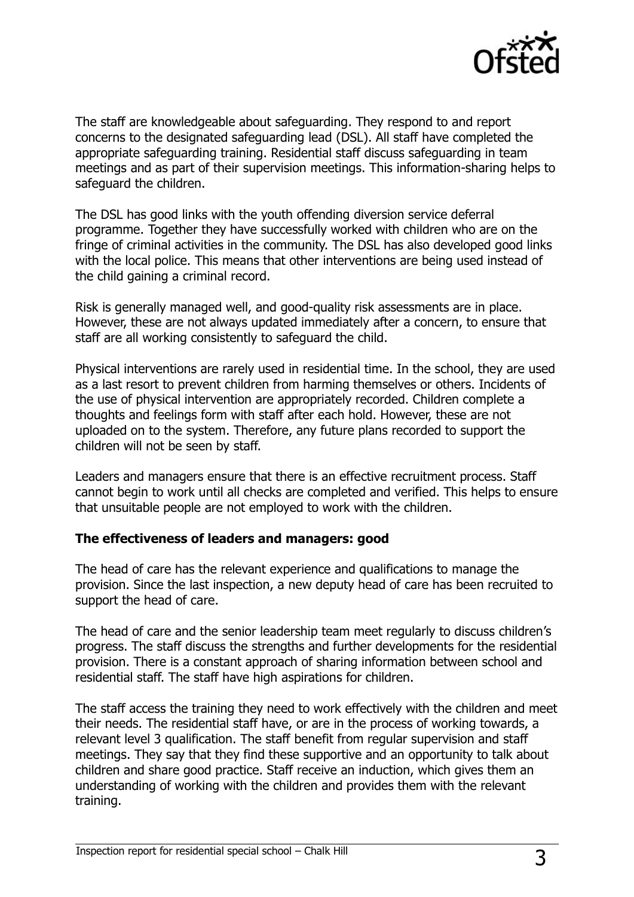The staff are knowledgeable about safeguarding. They respond to and report concerns to the designated safeguarding lead (DSL). All staff have completed the appropriate safeguarding training. Residential staff discuss safeguarding in team meetings and as part of their supervision meetings. This information-sharing helps to safeguard the children.

The DSL has good links with the youth offending diversion service deferral programme. Together they have successfully worked with children who are on the fringe of criminal activities in the community. The DSL has also developed good links with the local police. This means that other interventions are being used instead of the child gaining a criminal record.

Risk is generally managed well, and good-quality risk assessments are in place. However, these are not always updated immediately after a concern, to ensure that staff are all working consistently to safeguard the child.

Physical interventions are rarely used in residential time. In the school, they are used as a last resort to prevent children from harming themselves or others. Incidents of the use of physical intervention are appropriately recorded. Children complete a thoughts and feelings form with staff after each hold. However, these are not uploaded on to the system. Therefore, any future plans recorded to support the children will not be seen by staff.

Leaders and managers ensure that there is an effective recruitment process. Staff cannot begin to work until all checks are completed and verified. This helps to ensure that unsuitable people are not employed to work with the children.

**The effectiveness of leaders and managers: good**

The head of care has the relevant experience and qualifications to manage the provision. Since the last inspection, a new deputy head of care has been recruited to support the head of care.

The head of care and the senior leadership team meet regularly to discuss children's progress. The staff discuss the strengths and further developments for the residential provision. There is a constant approach of sharing information between school and residential staff. The staff have high aspirations for children.

The staff access the training they need to work effectively with the children and meet their needs. The residential staff have, or are in the process of working towards, a relevant level 3 qualification. The staff benefit from regular supervision and staff meetings. They say that they find these supportive and an opportunity to talk about children and share good practice. Staff receive an induction, which gives them an understanding of working with the children and provides them with the relevant training.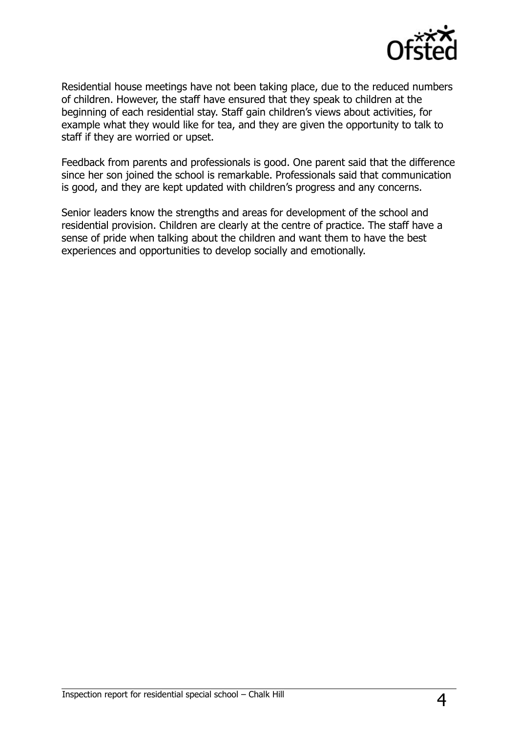Residential house meetings have not been taking place, due to the reduced numbers of children. However, the staff have ensured that they speak to children at the beginning of each residential stay. Staff gain children's views about activities, for example what they would like for tea, and they are given the opportunity to talk to staff if they are worried or upset.

Feedback from parents and professionals is good. One parent said that the difference since her son joined the school is remarkable. Professionals said that communication is good, and they are kept updated with children's progress and any concerns.

Senior leaders know the strengths and areas for development of the school and residential provision. Children are clearly at the centre of practice. The staff have a sense of pride when talking about the children and want them to have the best experiences and opportunities to develop socially and emotionally.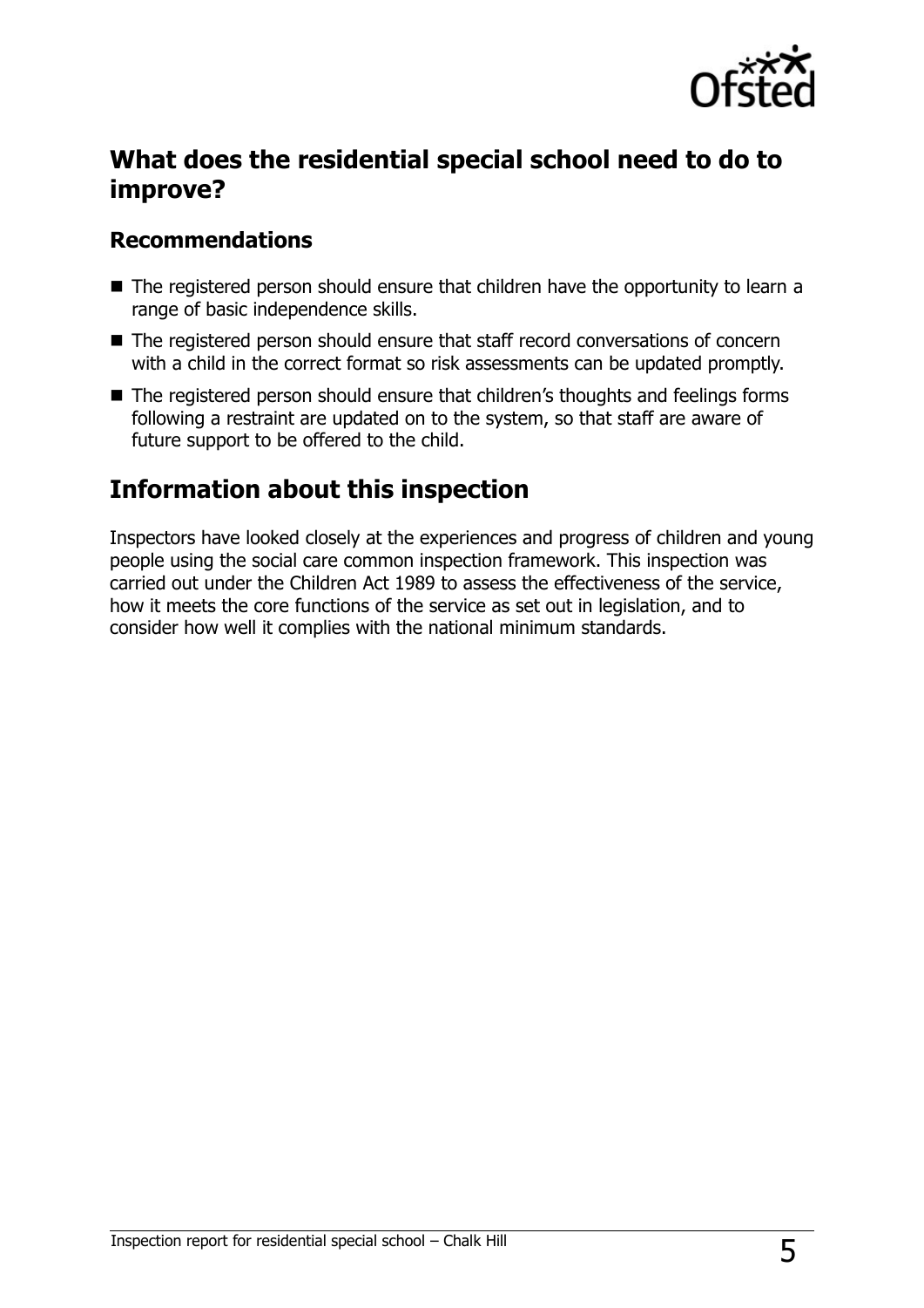## What does the residential special school need to do to improve?

### Recommendations

- The registered person should ensure that children have the opportunity to learn a range of basic independence skills.
- The registered person should ensure that staff record conversations of concern with a child in the correct format so risk assessments can be updated promptly.
- The registered person should ensure that children's thoughts and feelings forms following a restraint are updated on to the system, so that staff are aware of future support to be offered to the child.

## Information about this inspection

Inspectors have looked closely at the experiences and progress of children and young people using the social care common inspection framework. This inspection was carried out under the Children Act 1989 to assess the effectiveness of the service, how it meets the core functions of the service as set out in legislation, and to consider how well it complies with the national minimum standards.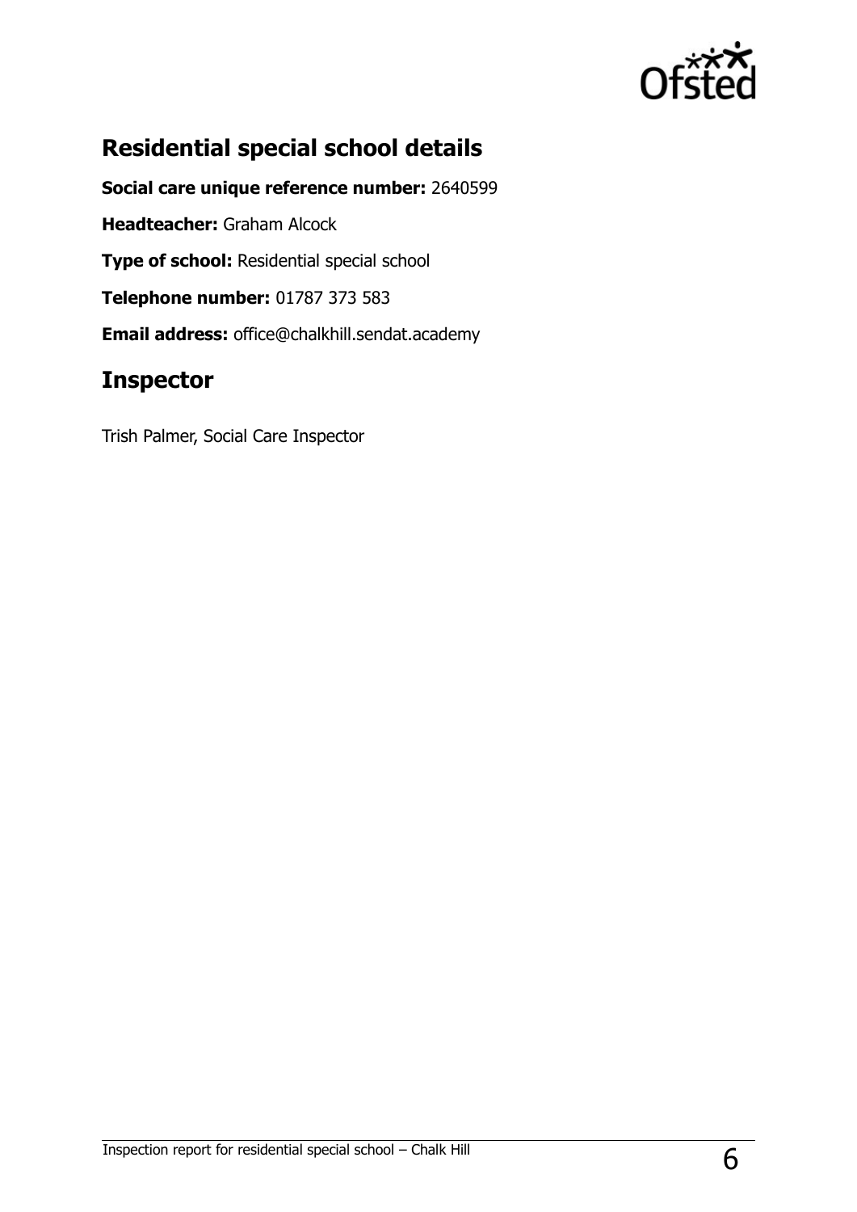## Residential special school details

**Social care unique reference number:** 2640599

**Headteacher:** Graham Alcock

**Type of school:** Residential special school

**Telephone number:** 01787 373 583

**Email address:** office@chalkhill.sendat.academy

## Inspector

Trish Palmer, Social Care Inspector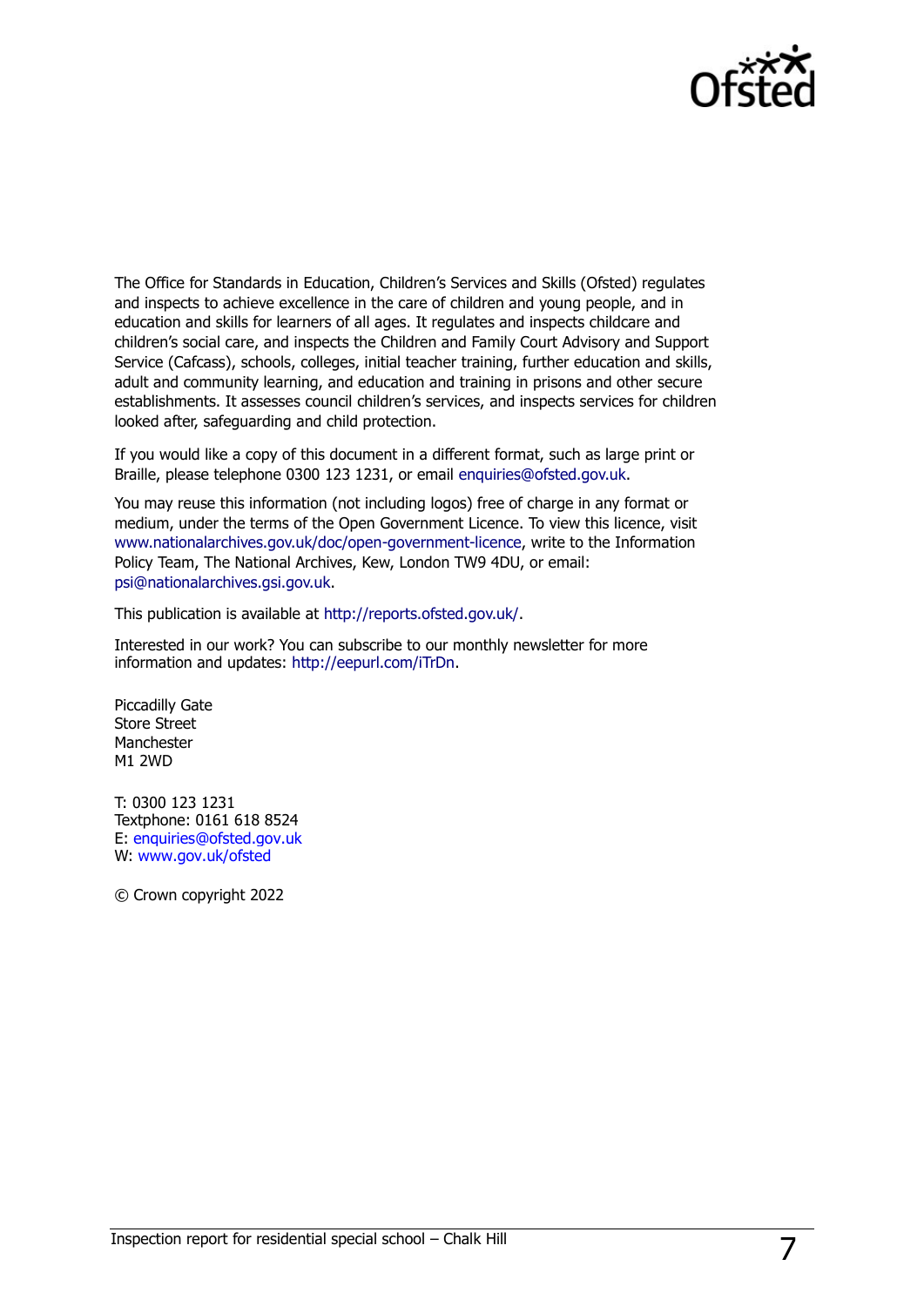The Office for Standards in Education, Children's Services and Skills (Ofsted) regulates and inspects to achieve excellence in the care of children and young people, and in education and skills for learners of all ages. It regulates and inspects childcare and children's social care, and inspects the Children and Family Court Advisory and Support Service (Cafcass), schools, colleges, initial teacher training, further education and skills, adult and community learning, and education and training in prisons and other secure establishments. It assesses council children's services, and inspects services for children looked after, safeguarding and child protection.

If you would like a copy of this document in a different format, such as large print or Braille, please telephone 0300 123 1231, or email enquiries@ofsted.gov.uk.

You may reuse this information (not including logos) free of charge in any format or medium, under the terms of the Open Government Licence. To view this licence, visit www.nationalarchives.gov.uk/doc/open-government-licence, write to the Information Policy Team, The National Archives, Kew, London TW9 4DU, or email: psi@nationalarchives.gsi.gov.uk.

This publication is available at http://reports.ofsted.gov.uk/.

Interested in our work? You can subscribe to our monthly newsletter for more information and updates: http://eepurl.com/iTrDn.

Piccadilly Gate
Store Street
Manchester
M1 2WD

T: 0300 123 1231
Textphone: 0161 618 8524
E: enquiries@ofsted.gov.uk
W: www.gov.uk/ofsted

© Crown copyright 2022